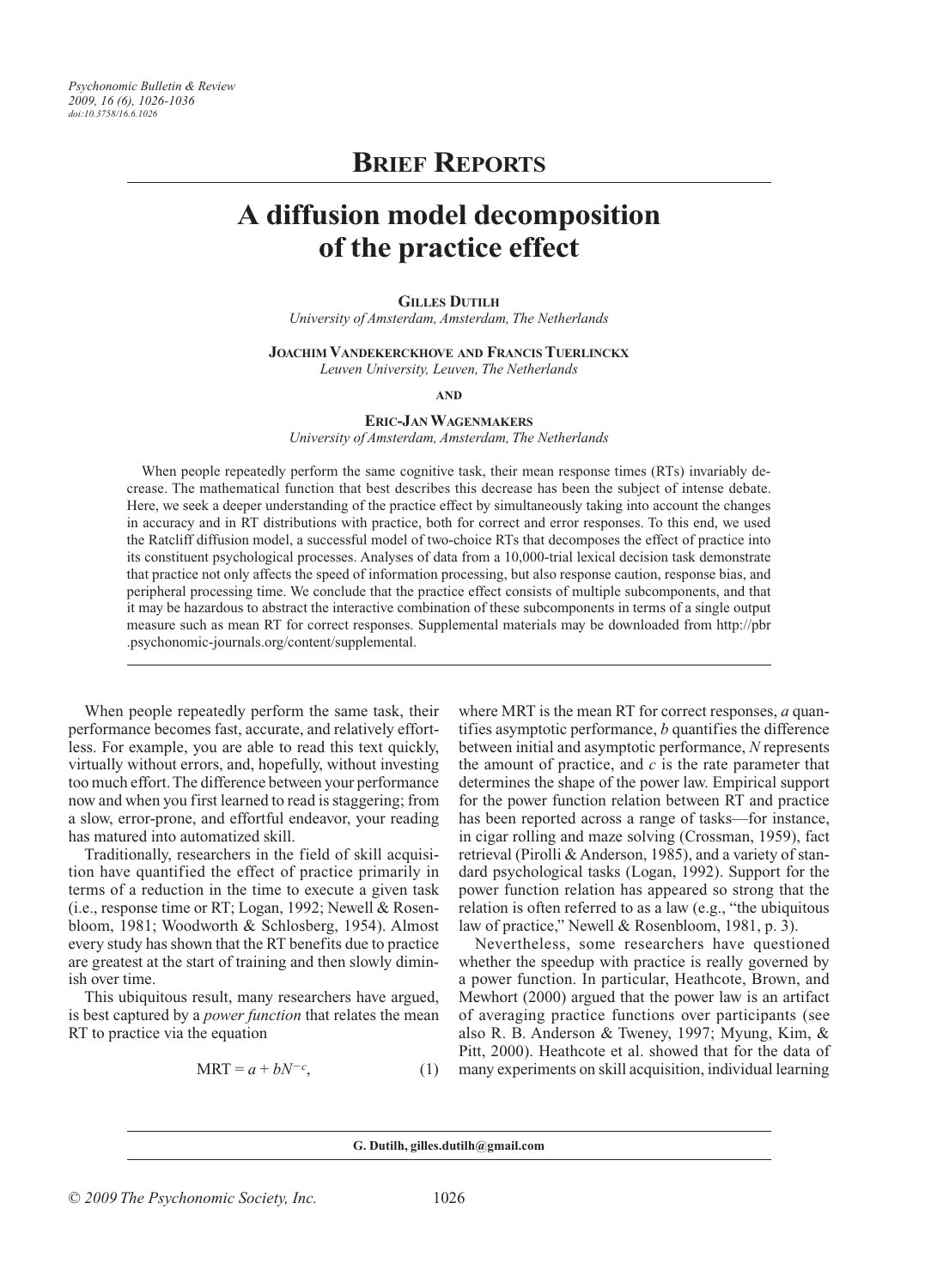# Brief Reports

# A diffusion model decomposition of the practice effect

**Gilles Dutilh**
*University of Amsterdam, Amsterdam, The Netherlands*

**Joachim Vandekerckhove and Francis Tuerlinckx**
*Leuven University, Leuven, The Netherlands*

**and**

**Eric-Jan Wagenmakers**
*University of Amsterdam, Amsterdam, The Netherlands*

When people repeatedly perform the same cognitive task, their mean response times (RTs) invariably decrease. The mathematical function that best describes this decrease has been the subject of intense debate. Here, we seek a deeper understanding of the practice effect by simultaneously taking into account the changes in accuracy and in RT distributions with practice, both for correct and error responses. To this end, we used the Ratcliff diffusion model, a successful model of two-choice RTs that decomposes the effect of practice into its constituent psychological processes. Analyses of data from a 10,000-trial lexical decision task demonstrate that practice not only affects the speed of information processing, but also response caution, response bias, and peripheral processing time. We conclude that the practice effect consists of multiple subcomponents, and that it may be hazardous to abstract the interactive combination of these subcomponents in terms of a single output measure such as mean RT for correct responses. Supplemental materials may be downloaded from http://pbr.psychonomic-journals.org/content/supplemental.

When people repeatedly perform the same task, their performance becomes fast, accurate, and relatively effortless. For example, you are able to read this text quickly, virtually without errors, and, hopefully, without investing too much effort. The difference between your performance now and when you first learned to read is staggering; from a slow, error-prone, and effortful endeavor, your reading has matured into automatized skill.

Traditionally, researchers in the field of skill acquisition have quantified the effect of practice primarily in terms of a reduction in the time to execute a given task (i.e., response time or RT; Logan, 1992; Newell & Rosenbloom, 1981; Woodworth & Schlosberg, 1954). Almost every study has shown that the RT benefits due to practice are greatest at the start of training and then slowly diminish over time.

This ubiquitous result, many researchers have argued, is best captured by a *power function* that relates the mean RT to practice via the equation

$$\text{MRT} = a + bN^{-c}, \tag{1}$$

where MRT is the mean RT for correct responses, $a$ quantifies asymptotic performance, $b$ quantifies the difference between initial and asymptotic performance, $N$ represents the amount of practice, and $c$ is the rate parameter that determines the shape of the power law. Empirical support for the power function relation between RT and practice has been reported across a range of tasks—for instance, in cigar rolling and maze solving (Crossman, 1959), fact retrieval (Pirolli & Anderson, 1985), and a variety of standard psychological tasks (Logan, 1992). Support for the power function relation has appeared so strong that the relation is often referred to as a law (e.g., "the ubiquitous law of practice," Newell & Rosenbloom, 1981, p. 3).

Nevertheless, some researchers have questioned whether the speedup with practice is really governed by a power function. In particular, Heathcote, Brown, and Mewhort (2000) argued that the power law is an artifact of averaging practice functions over participants (see also R. B. Anderson & Tweney, 1997; Myung, Kim, & Pitt, 2000). Heathcote et al. showed that for the data of many experiments on skill acquisition, individual learning

G. Dutilh, gilles.dutilh@gmail.com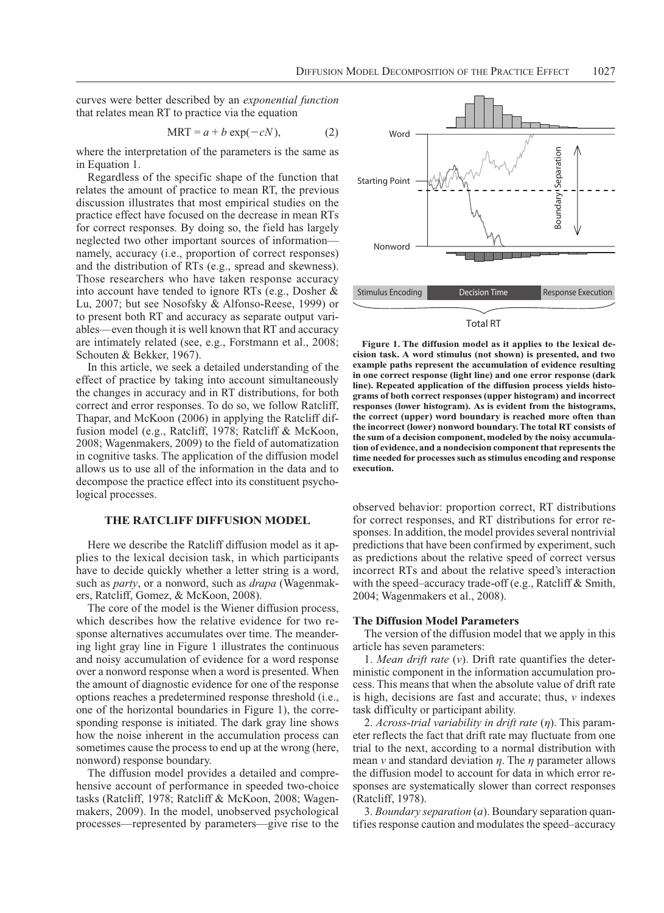curves were better described by an *exponential function* that relates mean RT to practice via the equation

$$\text{MRT} = a + b\,\exp(-cN), \qquad (2)$$

where the interpretation of the parameters is the same as in Equation 1.

Regardless of the specific shape of the function that relates the amount of practice to mean RT, the previous discussion illustrates that most empirical studies on the practice effect have focused on the decrease in mean RTs for correct responses. By doing so, the field has largely neglected two other important sources of information—namely, accuracy (i.e., proportion of correct responses) and the distribution of RTs (e.g., spread and skewness). Those researchers who have taken response accuracy into account have tended to ignore RTs (e.g., Dosher & Lu, 2007; but see Nosofsky & Alfonso-Reese, 1999) or to present both RT and accuracy as separate output variables—even though it is well known that RT and accuracy are intimately related (see, e.g., Forstmann et al., 2008; Schouten & Bekker, 1967).

In this article, we seek a detailed understanding of the effect of practice by taking into account simultaneously the changes in accuracy and in RT distributions, for both correct and error responses. To do so, we follow Ratcliff, Thapar, and McKoon (2006) in applying the Ratcliff diffusion model (e.g., Ratcliff, 1978; Ratcliff & McKoon, 2008; Wagenmakers, 2009) to the field of automatization in cognitive tasks. The application of the diffusion model allows us to use all of the information in the data and to decompose the practice effect into its constituent psychological processes.

## THE RATCLIFF DIFFUSION MODEL

Here we describe the Ratcliff diffusion model as it applies to the lexical decision task, in which participants have to decide quickly whether a letter string is a word, such as *party*, or a nonword, such as *drapa* (Wagenmakers, Ratcliff, Gomez, & McKoon, 2008).

The core of the model is the Wiener diffusion process, which describes how the relative evidence for two response alternatives accumulates over time. The meandering light gray line in Figure 1 illustrates the continuous and noisy accumulation of evidence for a word response over a nonword response when a word is presented. When the amount of diagnostic evidence for one of the response options reaches a predetermined response threshold (i.e., one of the horizontal boundaries in Figure 1), the corresponding response is initiated. The dark gray line shows how the noise inherent in the accumulation process can sometimes cause the process to end up at the wrong (here, nonword) response boundary.

The diffusion model provides a detailed and comprehensive account of performance in speeded two-choice tasks (Ratcliff, 1978; Ratcliff & McKoon, 2008; Wagenmakers, 2009). In the model, unobserved psychological processes—represented by parameters—give rise to the observed behavior: proportion correct, RT distributions for correct responses, and RT distributions for error responses. In addition, the model provides several nontrivial predictions that have been confirmed by experiment, such as predictions about the relative speed of correct versus incorrect RTs and about the relative speed's interaction with the speed–accuracy trade-off (e.g., Ratcliff & Smith, 2004; Wagenmakers et al., 2008).

**Figure 1. The diffusion model as it applies to the lexical decision task. A word stimulus (not shown) is presented, and two example paths represent the accumulation of evidence resulting in one correct response (light line) and one error response (dark line). Repeated application of the diffusion process yields histograms of both correct responses (upper histogram) and incorrect responses (lower histogram). As is evident from the histograms, the correct (upper) word boundary is reached more often than the incorrect (lower) nonword boundary. The total RT consists of the sum of a decision component, modeled by the noisy accumulation of evidence, and a nondecision component that represents the time needed for processes such as stimulus encoding and response execution.**

### The Diffusion Model Parameters

The version of the diffusion model that we apply in this article has seven parameters:

1. *Mean drift rate* ($v$). Drift rate quantifies the deterministic component in the information accumulation process. This means that when the absolute value of drift rate is high, decisions are fast and accurate; thus, $v$ indexes task difficulty or participant ability.

2. *Across-trial variability in drift rate* ($\eta$). This parameter reflects the fact that drift rate may fluctuate from one trial to the next, according to a normal distribution with mean $v$ and standard deviation $\eta$. The $\eta$ parameter allows the diffusion model to account for data in which error responses are systematically slower than correct responses (Ratcliff, 1978).

3. *Boundary separation* ($a$). Boundary separation quantifies response caution and modulates the speed–accuracy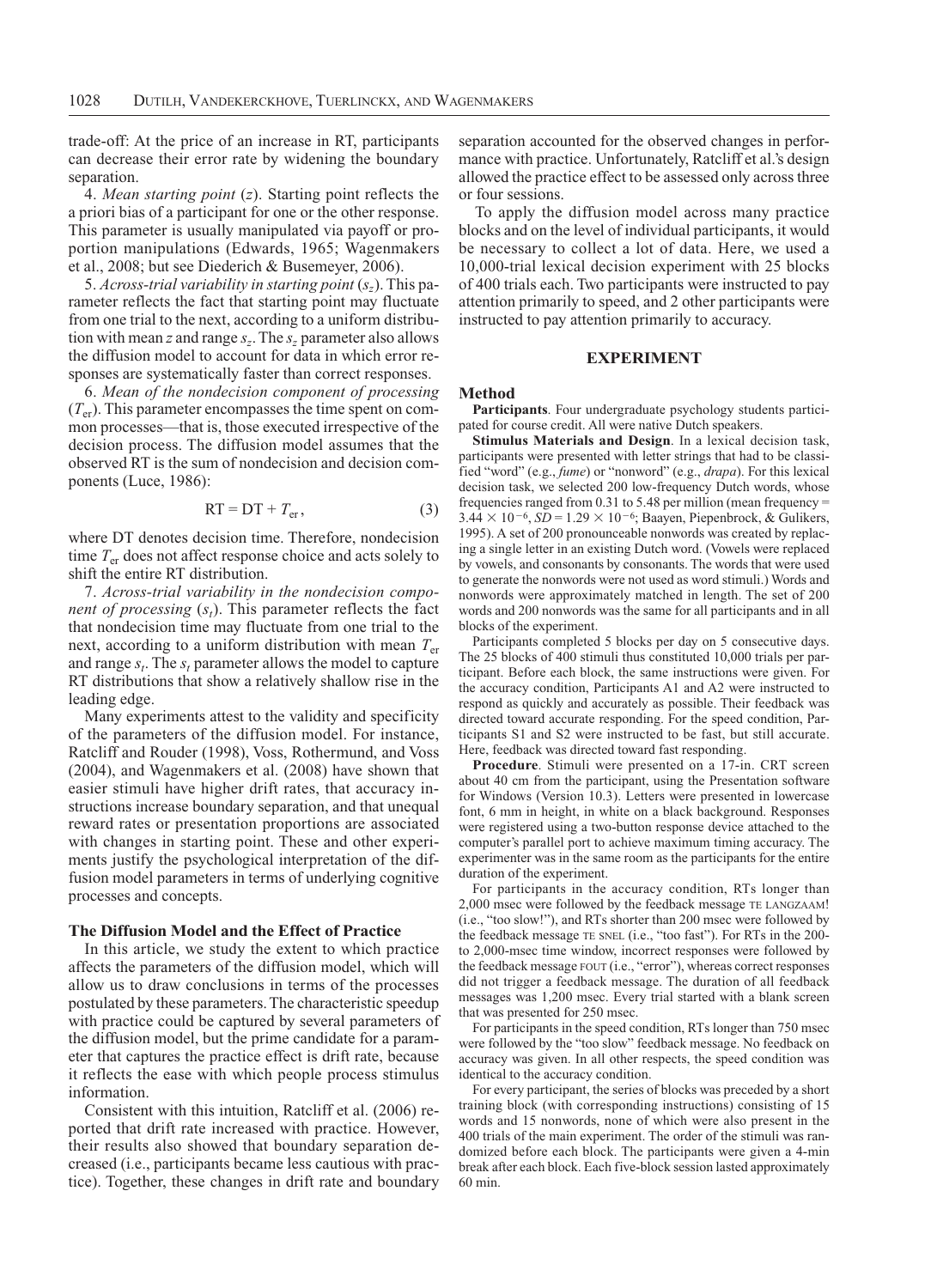trade-off: At the price of an increase in RT, participants can decrease their error rate by widening the boundary separation.

4. *Mean starting point* ($z$). Starting point reflects the a priori bias of a participant for one or the other response. This parameter is usually manipulated via payoff or proportion manipulations (Edwards, 1965; Wagenmakers et al., 2008; but see Diederich & Busemeyer, 2006).

5. *Across-trial variability in starting point* ($s_z$). This parameter reflects the fact that starting point may fluctuate from one trial to the next, according to a uniform distribution with mean $z$ and range $s_z$. The $s_z$ parameter also allows the diffusion model to account for data in which error responses are systematically faster than correct responses.

6. *Mean of the nondecision component of processing* ($T_{er}$). This parameter encompasses the time spent on common processes—that is, those executed irrespective of the decision process. The diffusion model assumes that the observed RT is the sum of nondecision and decision components (Luce, 1986):

$$\text{RT} = \text{DT} + T_{er}, \tag{3}$$

where DT denotes decision time. Therefore, nondecision time $T_{er}$ does not affect response choice and acts solely to shift the entire RT distribution.

7. *Across-trial variability in the nondecision component of processing* ($s_t$). This parameter reflects the fact that nondecision time may fluctuate from one trial to the next, according to a uniform distribution with mean $T_{er}$ and range $s_t$. The $s_t$ parameter allows the model to capture RT distributions that show a relatively shallow rise in the leading edge.

Many experiments attest to the validity and specificity of the parameters of the diffusion model. For instance, Ratcliff and Rouder (1998), Voss, Rothermund, and Voss (2004), and Wagenmakers et al. (2008) have shown that easier stimuli have higher drift rates, that accuracy instructions increase boundary separation, and that unequal reward rates or presentation proportions are associated with changes in starting point. These and other experiments justify the psychological interpretation of the diffusion model parameters in terms of underlying cognitive processes and concepts.

### The Diffusion Model and the Effect of Practice

In this article, we study the extent to which practice affects the parameters of the diffusion model, which will allow us to draw conclusions in terms of the processes postulated by these parameters. The characteristic speedup with practice could be captured by several parameters of the diffusion model, but the prime candidate for a parameter that captures the practice effect is drift rate, because it reflects the ease with which people process stimulus information.

Consistent with this intuition, Ratcliff et al. (2006) reported that drift rate increased with practice. However, their results also showed that boundary separation decreased (i.e., participants became less cautious with practice). Together, these changes in drift rate and boundary separation accounted for the observed changes in performance with practice. Unfortunately, Ratcliff et al.'s design allowed the practice effect to be assessed only across three or four sessions.

To apply the diffusion model across many practice blocks and on the level of individual participants, it would be necessary to collect a lot of data. Here, we used a 10,000-trial lexical decision experiment with 25 blocks of 400 trials each. Two participants were instructed to pay attention primarily to speed, and 2 other participants were instructed to pay attention primarily to accuracy.

## EXPERIMENT

### Method

**Participants**. Four undergraduate psychology students participated for course credit. All were native Dutch speakers.

**Stimulus Materials and Design**. In a lexical decision task, participants were presented with letter strings that had to be classified "word" (e.g., *fume*) or "nonword" (e.g., *drapa*). For this lexical decision task, we selected 200 low-frequency Dutch words, whose frequencies ranged from 0.31 to 5.48 per million (mean frequency = $3.44 \times 10^{-6}$, $SD = 1.29 \times 10^{-6}$; Baayen, Piepenbrock, & Gulikers, 1995). A set of 200 pronounceable nonwords was created by replacing a single letter in an existing Dutch word. (Vowels were replaced by vowels, and consonants by consonants. The words that were used to generate the nonwords were not used as word stimuli.) Words and nonwords were approximately matched in length. The set of 200 words and 200 nonwords was the same for all participants and in all blocks of the experiment.

Participants completed 5 blocks per day on 5 consecutive days. The 25 blocks of 400 stimuli thus constituted 10,000 trials per participant. Before each block, the same instructions were given. For the accuracy condition, Participants A1 and A2 were instructed to respond as quickly and accurately as possible. Their feedback was directed toward accurate responding. For the speed condition, Participants S1 and S2 were instructed to be fast, but still accurate. Here, feedback was directed toward fast responding.

**Procedure**. Stimuli were presented on a 17-in. CRT screen about 40 cm from the participant, using the Presentation software for Windows (Version 10.3). Letters were presented in lowercase font, 6 mm in height, in white on a black background. Responses were registered using a two-button response device attached to the computer's parallel port to achieve maximum timing accuracy. The experimenter was in the same room as the participants for the entire duration of the experiment.

For participants in the accuracy condition, RTs longer than 2,000 msec were followed by the feedback message TE LANGZAAM! (i.e., "too slow!"), and RTs shorter than 200 msec were followed by the feedback message TE SNEL (i.e., "too fast"). For RTs in the 200- to 2,000-msec time window, incorrect responses were followed by the feedback message FOUT (i.e., "error"), whereas correct responses did not trigger a feedback message. The duration of all feedback messages was 1,200 msec. Every trial started with a blank screen that was presented for 250 msec.

For participants in the speed condition, RTs longer than 750 msec were followed by the "too slow" feedback message. No feedback on accuracy was given. In all other respects, the speed condition was identical to the accuracy condition.

For every participant, the series of blocks was preceded by a short training block (with corresponding instructions) consisting of 15 words and 15 nonwords, none of which were also present in the 400 trials of the main experiment. The order of the stimuli was randomized before each block. The participants were given a 4-min break after each block. Each five-block session lasted approximately 60 min.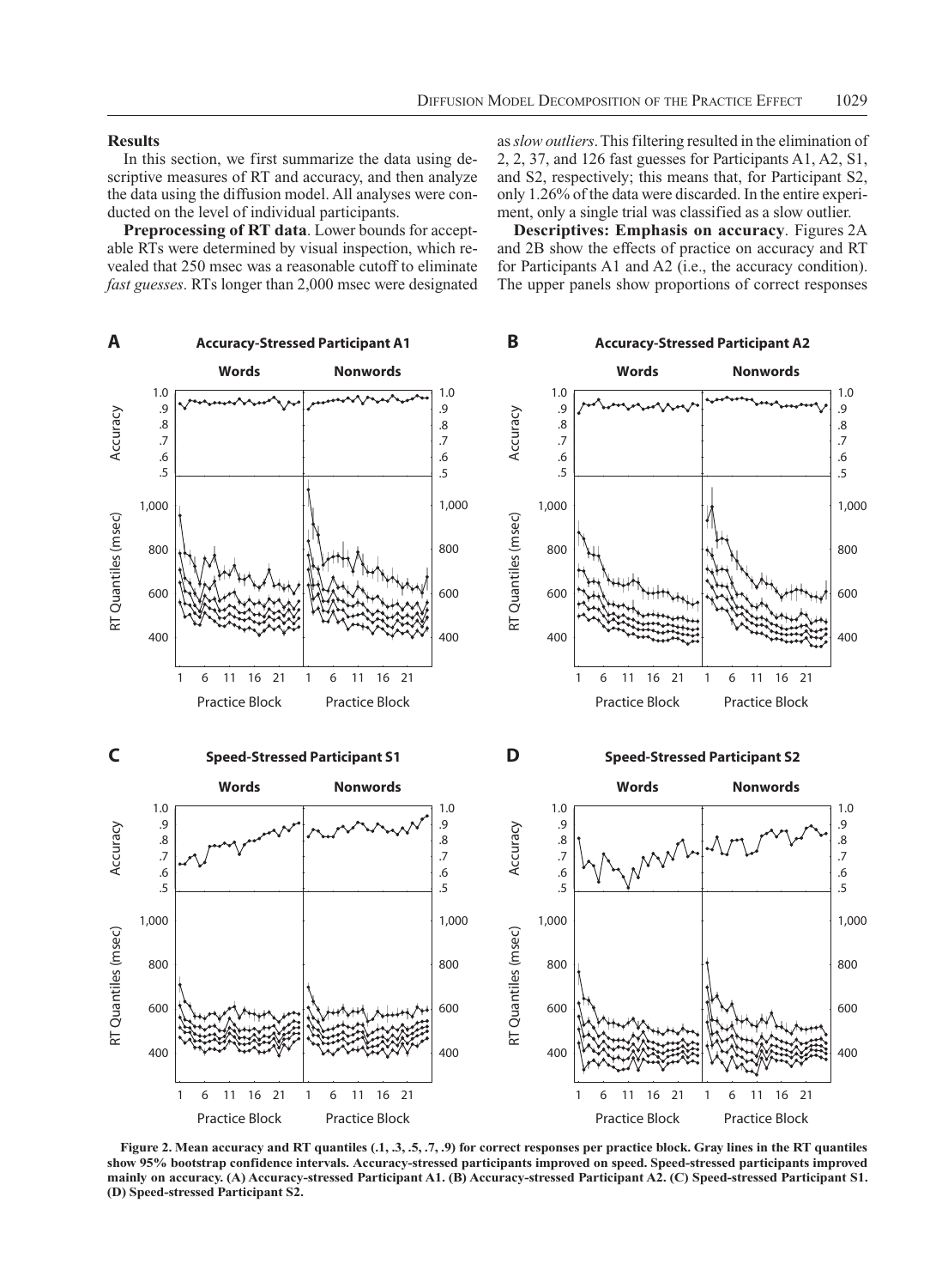### Results

In this section, we first summarize the data using descriptive measures of RT and accuracy, and then analyze the data using the diffusion model. All analyses were conducted on the level of individual participants.

**Preprocessing of RT data**. Lower bounds for acceptable RTs were determined by visual inspection, which revealed that 250 msec was a reasonable cutoff to eliminate *fast guesses*. RTs longer than 2,000 msec were designated as *slow outliers*. This filtering resulted in the elimination of 2, 2, 37, and 126 fast guesses for Participants A1, A2, S1, and S2, respectively; this means that, for Participant S2, only 1.26% of the data were discarded. In the entire experiment, only a single trial was classified as a slow outlier.

**Descriptives: Emphasis on accuracy**. Figures 2A and 2B show the effects of practice on accuracy and RT for Participants A1 and A2 (i.e., the accuracy condition). The upper panels show proportions of correct responses

**Figure 2. Mean accuracy and RT quantiles (.1, .3, .5, .7, .9) for correct responses per practice block. Gray lines in the RT quantiles show 95% bootstrap confidence intervals. Accuracy-stressed participants improved on speed. Speed-stressed participants improved mainly on accuracy. (A) Accuracy-stressed Participant A1. (B) Accuracy-stressed Participant A2. (C) Speed-stressed Participant S1. (D) Speed-stressed Participant S2.**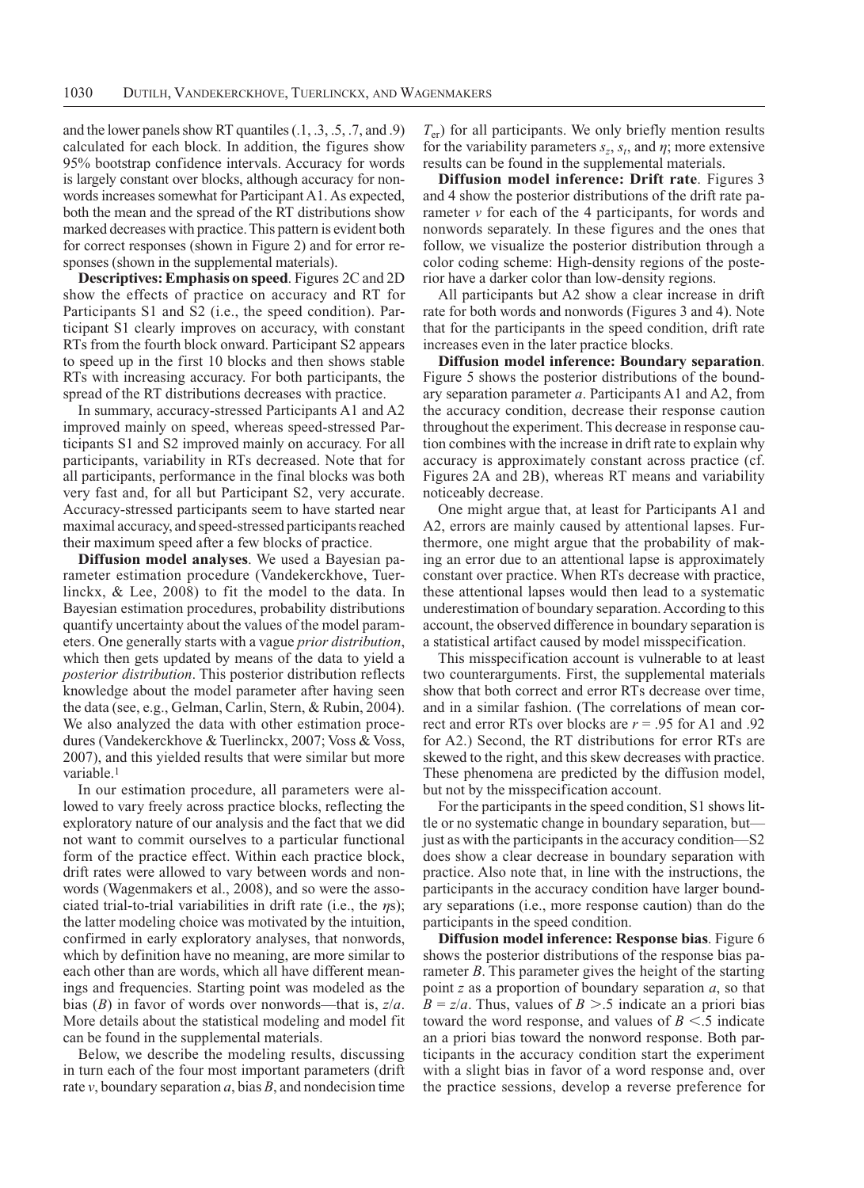and the lower panels show RT quantiles (.1, .3, .5, .7, and .9) calculated for each block. In addition, the figures show 95% bootstrap confidence intervals. Accuracy for words is largely constant over blocks, although accuracy for nonwords increases somewhat for Participant A1. As expected, both the mean and the spread of the RT distributions show marked decreases with practice. This pattern is evident both for correct responses (shown in Figure 2) and for error responses (shown in the supplemental materials).

**Descriptives: Emphasis on speed**. Figures 2C and 2D show the effects of practice on accuracy and RT for Participants S1 and S2 (i.e., the speed condition). Participant S1 clearly improves on accuracy, with constant RTs from the fourth block onward. Participant S2 appears to speed up in the first 10 blocks and then shows stable RTs with increasing accuracy. For both participants, the spread of the RT distributions decreases with practice.

In summary, accuracy-stressed Participants A1 and A2 improved mainly on speed, whereas speed-stressed Participants S1 and S2 improved mainly on accuracy. For all participants, variability in RTs decreased. Note that for all participants, performance in the final blocks was both very fast and, for all but Participant S2, very accurate. Accuracy-stressed participants seem to have started near maximal accuracy, and speed-stressed participants reached their maximum speed after a few blocks of practice.

**Diffusion model analyses**. We used a Bayesian parameter estimation procedure (Vandekerckhove, Tuerlinckx, & Lee, 2008) to fit the model to the data. In Bayesian estimation procedures, probability distributions quantify uncertainty about the values of the model parameters. One generally starts with a vague *prior distribution*, which then gets updated by means of the data to yield a *posterior distribution*. This posterior distribution reflects knowledge about the model parameter after having seen the data (see, e.g., Gelman, Carlin, Stern, & Rubin, 2004). We also analyzed the data with other estimation procedures (Vandekerckhove & Tuerlinckx, 2007; Voss & Voss, 2007), and this yielded results that were similar but more variable.[1]

In our estimation procedure, all parameters were allowed to vary freely across practice blocks, reflecting the exploratory nature of our analysis and the fact that we did not want to commit ourselves to a particular functional form of the practice effect. Within each practice block, drift rates were allowed to vary between words and nonwords (Wagenmakers et al., 2008), and so were the associated trial-to-trial variabilities in drift rate (i.e., the $\eta$s); the latter modeling choice was motivated by the intuition, confirmed in early exploratory analyses, that nonwords, which by definition have no meaning, are more similar to each other than are words, which all have different meanings and frequencies. Starting point was modeled as the bias ($B$) in favor of words over nonwords—that is, $z/a$. More details about the statistical modeling and model fit can be found in the supplemental materials.

Below, we describe the modeling results, discussing in turn each of the four most important parameters (drift rate $v$, boundary separation $a$, bias $B$, and nondecision time $T_{er}$) for all participants. We only briefly mention results for the variability parameters $s_z$, $s_t$, and $\eta$; more extensive results can be found in the supplemental materials.

**Diffusion model inference: Drift rate**. Figures 3 and 4 show the posterior distributions of the drift rate parameter $v$ for each of the 4 participants, for words and nonwords separately. In these figures and the ones that follow, we visualize the posterior distribution through a color coding scheme: High-density regions of the posterior have a darker color than low-density regions.

All participants but A2 show a clear increase in drift rate for both words and nonwords (Figures 3 and 4). Note that for the participants in the speed condition, drift rate increases even in the later practice blocks.

**Diffusion model inference: Boundary separation**. Figure 5 shows the posterior distributions of the boundary separation parameter $a$. Participants A1 and A2, from the accuracy condition, decrease their response caution throughout the experiment. This decrease in response caution combines with the increase in drift rate to explain why accuracy is approximately constant across practice (cf. Figures 2A and 2B), whereas RT means and variability noticeably decrease.

One might argue that, at least for Participants A1 and A2, errors are mainly caused by attentional lapses. Furthermore, one might argue that the probability of making an error due to an attentional lapse is approximately constant over practice. When RTs decrease with practice, these attentional lapses would then lead to a systematic underestimation of boundary separation. According to this account, the observed difference in boundary separation is a statistical artifact caused by model misspecification.

This misspecification account is vulnerable to at least two counterarguments. First, the supplemental materials show that both correct and error RTs decrease over time, and in a similar fashion. (The correlations of mean correct and error RTs over blocks are $r = .95$ for A1 and .92 for A2.) Second, the RT distributions for error RTs are skewed to the right, and this skew decreases with practice. These phenomena are predicted by the diffusion model, but not by the misspecification account.

For the participants in the speed condition, S1 shows little or no systematic change in boundary separation, but—just as with the participants in the accuracy condition—S2 does show a clear decrease in boundary separation with practice. Also note that, in line with the instructions, the participants in the accuracy condition have larger boundary separations (i.e., more response caution) than do the participants in the speed condition.

**Diffusion model inference: Response bias**. Figure 6 shows the posterior distributions of the response bias parameter $B$. This parameter gives the height of the starting point $z$ as a proportion of boundary separation $a$, so that $B = z/a$. Thus, values of $B > .5$ indicate an a priori bias toward the word response, and values of $B < .5$ indicate an a priori bias toward the nonword response. Both participants in the accuracy condition start the experiment with a slight bias in favor of a word response and, over the practice sessions, develop a reverse preference for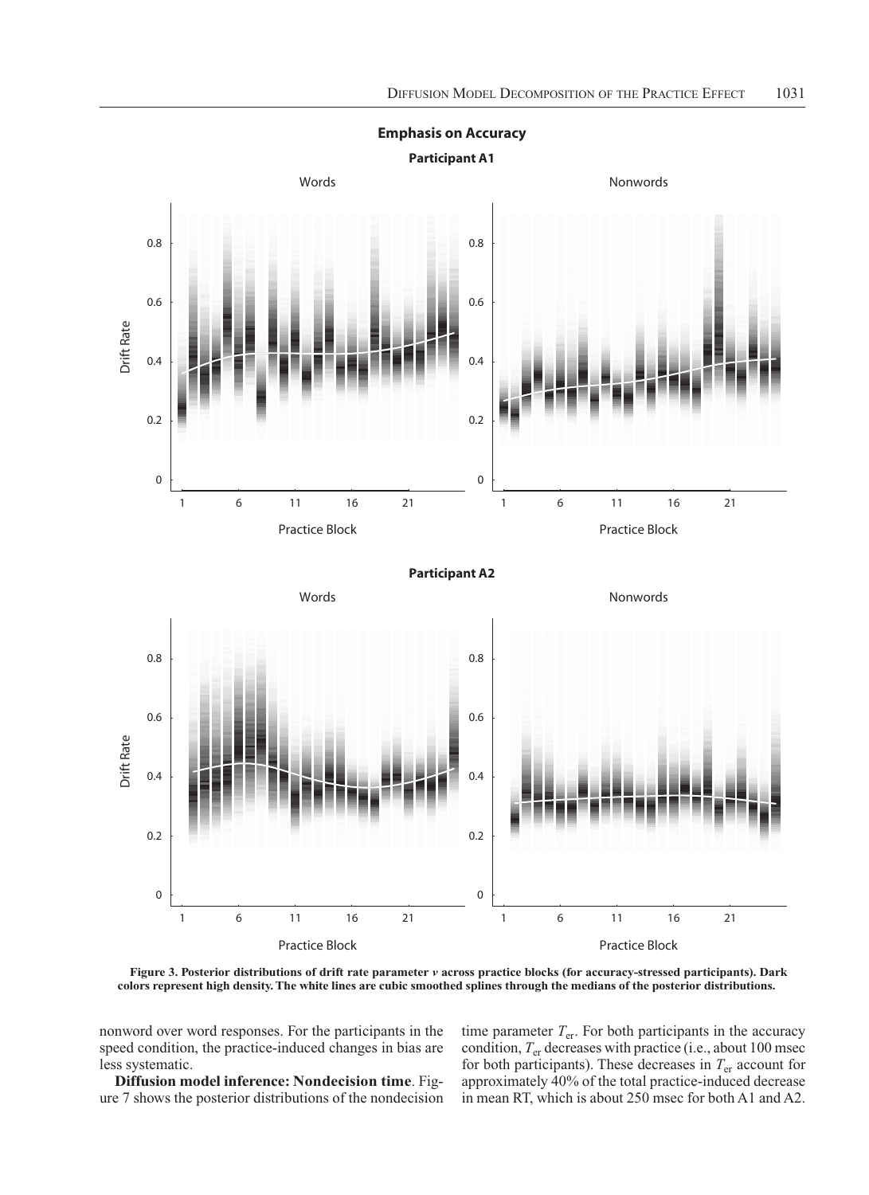**Figure 3. Posterior distributions of drift rate parameter $v$ across practice blocks (for accuracy-stressed participants). Dark colors represent high density. The white lines are cubic smoothed splines through the medians of the posterior distributions.**

nonword over word responses. For the participants in the speed condition, the practice-induced changes in bias are less systematic.

**Diffusion model inference: Nondecision time**. Figure 7 shows the posterior distributions of the nondecision time parameter $T_{er}$. For both participants in the accuracy condition, $T_{er}$ decreases with practice (i.e., about 100 msec for both participants). These decreases in $T_{er}$ account for approximately 40% of the total practice-induced decrease in mean RT, which is about 250 msec for both A1 and A2.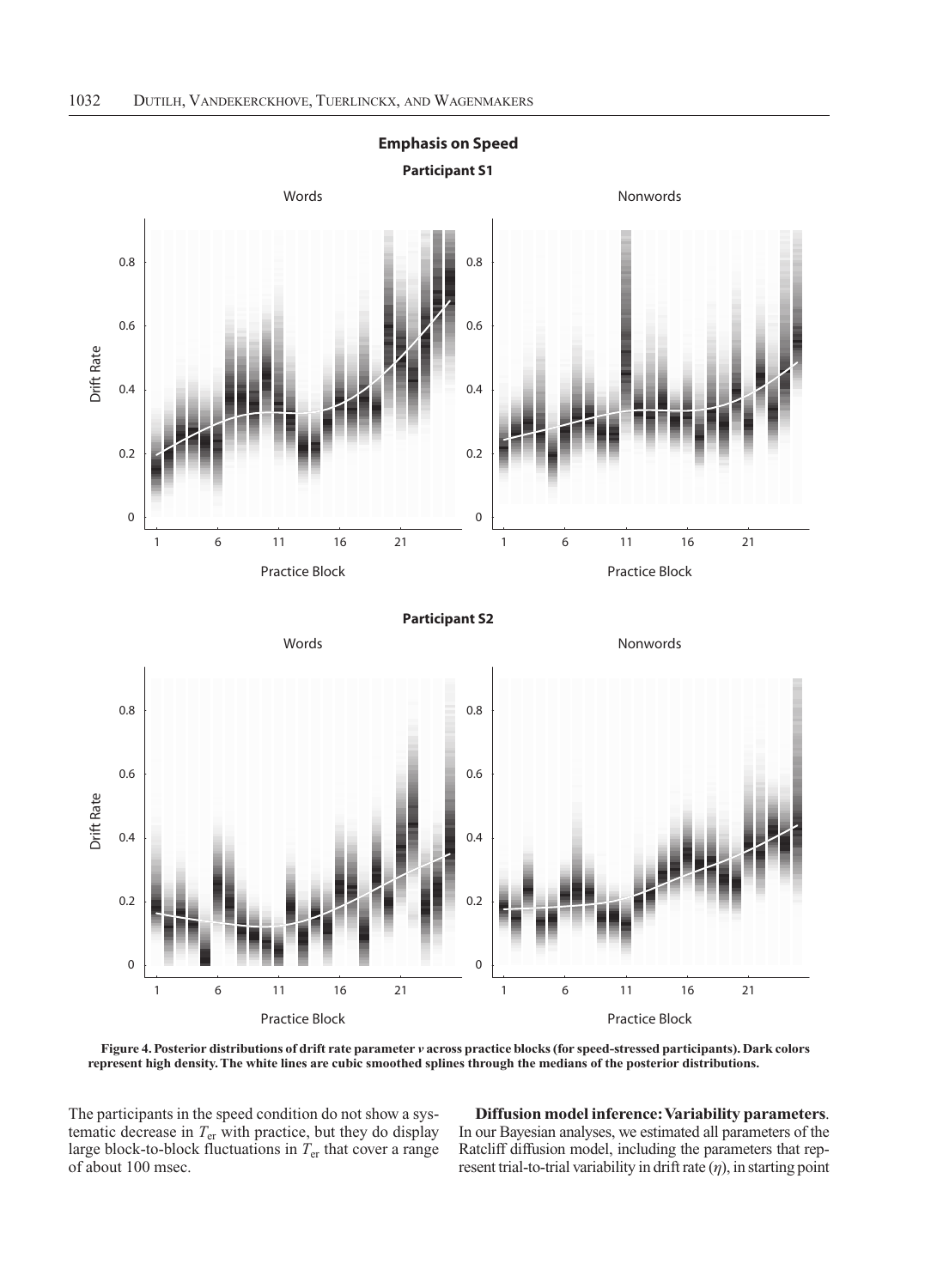**Figure 4. Posterior distributions of drift rate parameter *v* across practice blocks (for speed-stressed participants). Dark colors represent high density. The white lines are cubic smoothed splines through the medians of the posterior distributions.**

The participants in the speed condition do not show a systematic decrease in $T_{er}$ with practice, but they do display large block-to-block fluctuations in $T_{er}$ that cover a range of about 100 msec.

**Diffusion model inference: Variability parameters**. In our Bayesian analyses, we estimated all parameters of the Ratcliff diffusion model, including the parameters that represent trial-to-trial variability in drift rate ($\eta$), in starting point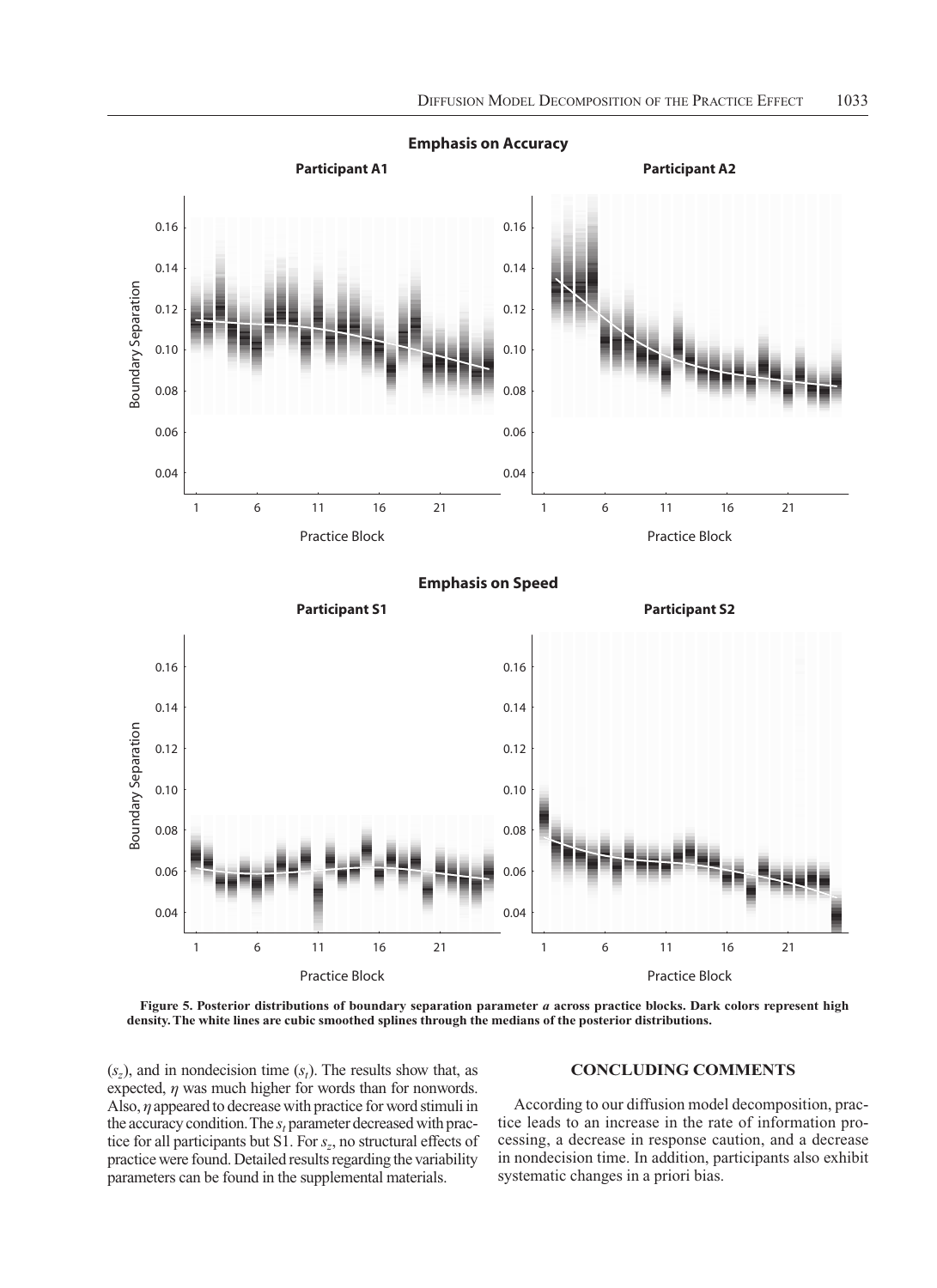Figure 5. Posterior distributions of boundary separation parameter *a* across practice blocks. Dark colors represent high density. The white lines are cubic smoothed splines through the medians of the posterior distributions.

($s_z$), and in nondecision time ($s_t$). The results show that, as expected, $\eta$ was much higher for words than for nonwords. Also, $\eta$ appeared to decrease with practice for word stimuli in the accuracy condition. The $s_t$ parameter decreased with practice for all participants but S1. For $s_z$, no structural effects of practice were found. Detailed results regarding the variability parameters can be found in the supplemental materials.

## CONCLUDING COMMENTS

According to our diffusion model decomposition, practice leads to an increase in the rate of information processing, a decrease in response caution, and a decrease in nondecision time. In addition, participants also exhibit systematic changes in a priori bias.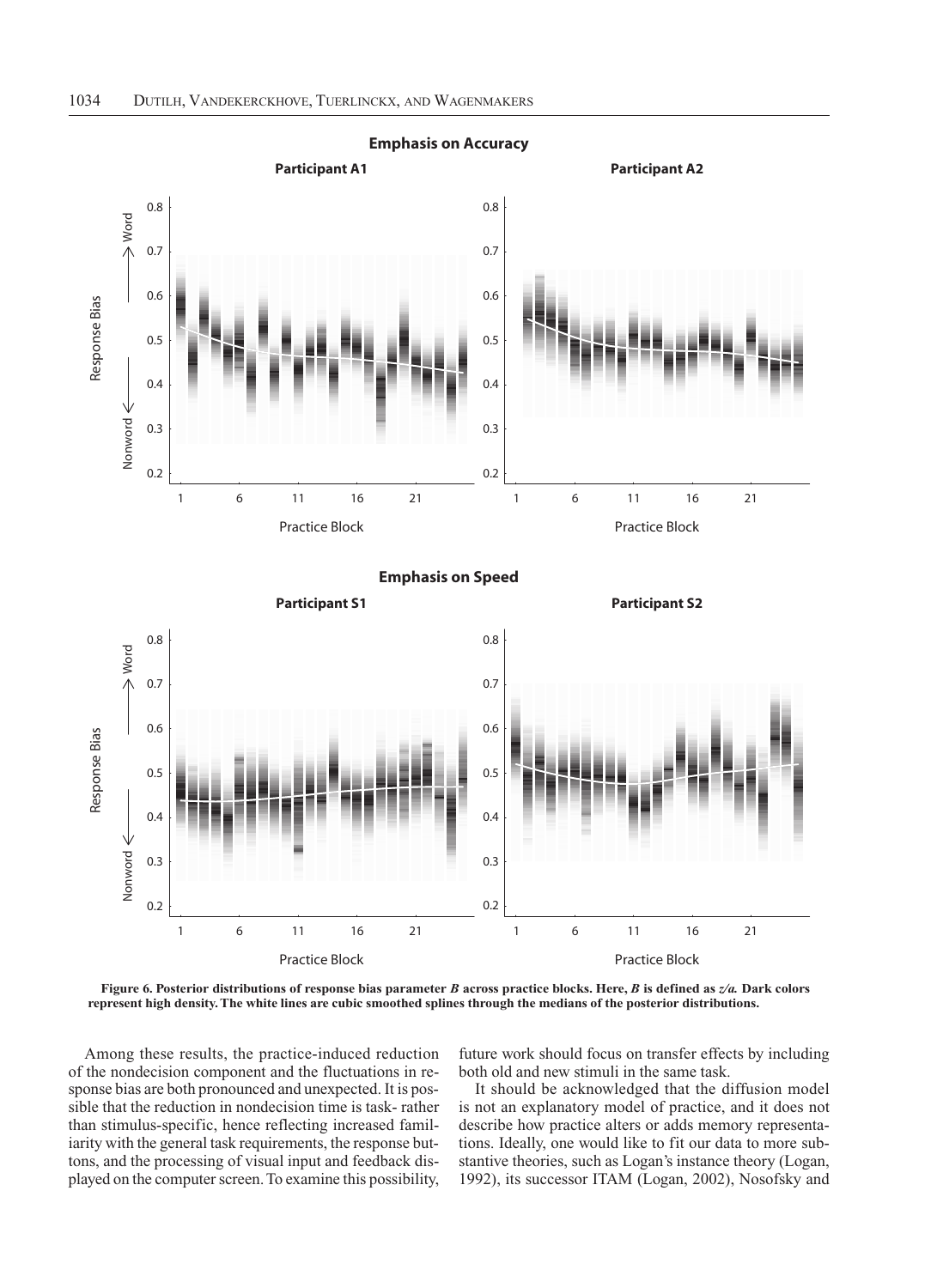**Figure 6. Posterior distributions of response bias parameter $B$ across practice blocks. Here, $B$ is defined as $z/a$. Dark colors represent high density. The white lines are cubic smoothed splines through the medians of the posterior distributions.**

Among these results, the practice-induced reduction of the nondecision component and the fluctuations in response bias are both pronounced and unexpected. It is possible that the reduction in nondecision time is task- rather than stimulus-specific, hence reflecting increased familiarity with the general task requirements, the response buttons, and the processing of visual input and feedback displayed on the computer screen. To examine this possibility, future work should focus on transfer effects by including both old and new stimuli in the same task.

It should be acknowledged that the diffusion model is not an explanatory model of practice, and it does not describe how practice alters or adds memory representations. Ideally, one would like to fit our data to more substantive theories, such as Logan's instance theory (Logan, 1992), its successor ITAM (Logan, 2002), Nosofsky and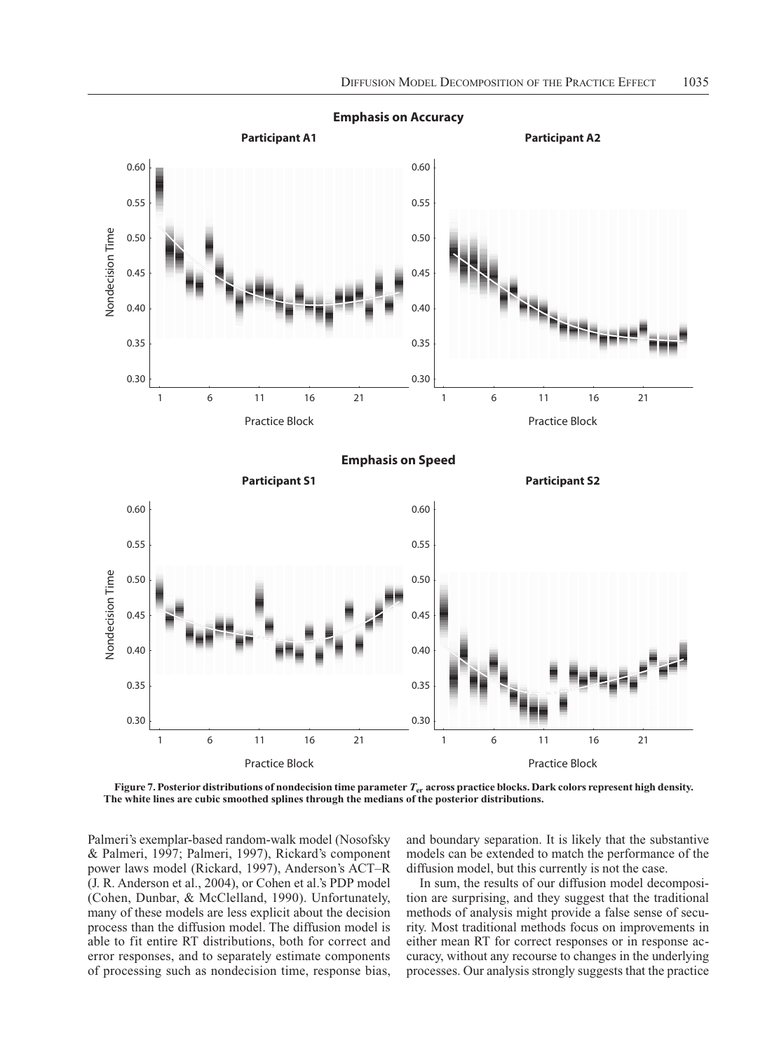Figure 7. Posterior distributions of nondecision time parameter $T_{er}$ across practice blocks. Dark colors represent high density. The white lines are cubic smoothed splines through the medians of the posterior distributions.

Palmeri's exemplar-based random-walk model (Nosofsky & Palmeri, 1997; Palmeri, 1997), Rickard's component power laws model (Rickard, 1997), Anderson's ACT–R (J. R. Anderson et al., 2004), or Cohen et al.'s PDP model (Cohen, Dunbar, & McClelland, 1990). Unfortunately, many of these models are less explicit about the decision process than the diffusion model. The diffusion model is able to fit entire RT distributions, both for correct and error responses, and to separately estimate components of processing such as nondecision time, response bias, and boundary separation. It is likely that the substantive models can be extended to match the performance of the diffusion model, but this currently is not the case.

In sum, the results of our diffusion model decomposition are surprising, and they suggest that the traditional methods of analysis might provide a false sense of security. Most traditional methods focus on improvements in either mean RT for correct responses or in response accuracy, without any recourse to changes in the underlying processes. Our analysis strongly suggests that the practice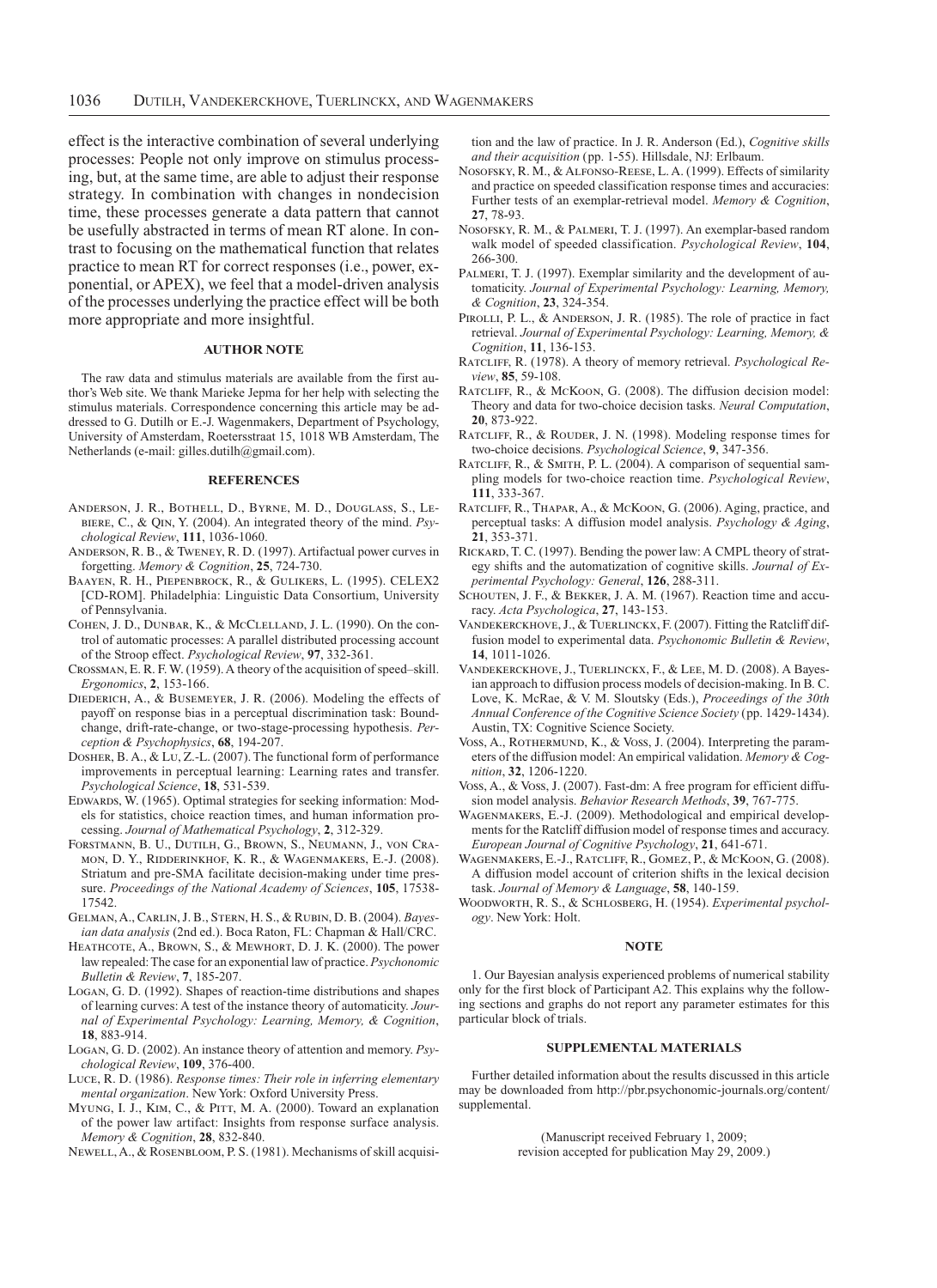effect is the interactive combination of several underlying processes: People not only improve on stimulus processing, but, at the same time, are able to adjust their response strategy. In combination with changes in nondecision time, these processes generate a data pattern that cannot be usefully abstracted in terms of mean RT alone. In contrast to focusing on the mathematical function that relates practice to mean RT for correct responses (i.e., power, exponential, or APEX), we feel that a model-driven analysis of the processes underlying the practice effect will be both more appropriate and more insightful.

## AUTHOR NOTE

The raw data and stimulus materials are available from the first author's Web site. We thank Marieke Jepma for her help with selecting the stimulus materials. Correspondence concerning this article may be addressed to G. Dutilh or E.-J. Wagenmakers, Department of Psychology, University of Amsterdam, Roetersstraat 15, 1018 WB Amsterdam, The Netherlands (e-mail: gilles.dutilh@gmail.com).

## REFERENCES

Anderson, J. R., Bothell, D., Byrne, M. D., Douglass, S., Lebiere, C., & Qin, Y. (2004). An integrated theory of the mind. *Psychological Review*, **111**, 1036-1060.

Anderson, R. B., & Tweney, R. D. (1997). Artifactual power curves in forgetting. *Memory & Cognition*, **25**, 724-730.

Baayen, R. H., Piepenbrock, R., & Gulikers, L. (1995). CELEX2 [CD-ROM]. Philadelphia: Linguistic Data Consortium, University of Pennsylvania.

Cohen, J. D., Dunbar, K., & McClelland, J. L. (1990). On the control of automatic processes: A parallel distributed processing account of the Stroop effect. *Psychological Review*, **97**, 332-361.

Crossman, E. R. F. W. (1959). A theory of the acquisition of speed–skill. *Ergonomics*, **2**, 153-166.

Diederich, A., & Busemeyer, J. R. (2006). Modeling the effects of payoff on response bias in a perceptual discrimination task: Bound-change, drift-rate-change, or two-stage-processing hypothesis. *Perception & Psychophysics*, **68**, 194-207.

Dosher, B. A., & Lu, Z.-L. (2007). The functional form of performance improvements in perceptual learning: Learning rates and transfer. *Psychological Science*, **18**, 531-539.

Edwards, W. (1965). Optimal strategies for seeking information: Models for statistics, choice reaction times, and human information processing. *Journal of Mathematical Psychology*, **2**, 312-329.

Forstmann, B. U., Dutilh, G., Brown, S., Neumann, J., von Cramon, D. Y., Ridderinkhof, K. R., & Wagenmakers, E.-J. (2008). Striatum and pre-SMA facilitate decision-making under time pressure. *Proceedings of the National Academy of Sciences*, **105**, 17538-17542.

Gelman, A., Carlin, J. B., Stern, H. S., & Rubin, D. B. (2004). *Bayesian data analysis* (2nd ed.). Boca Raton, FL: Chapman & Hall/CRC.

Heathcote, A., Brown, S., & Mewhort, D. J. K. (2000). The power law repealed: The case for an exponential law of practice. *Psychonomic Bulletin & Review*, **7**, 185-207.

Logan, G. D. (1992). Shapes of reaction-time distributions and shapes of learning curves: A test of the instance theory of automaticity. *Journal of Experimental Psychology: Learning, Memory, & Cognition*, **18**, 883-914.

Logan, G. D. (2002). An instance theory of attention and memory. *Psychological Review*, **109**, 376-400.

Luce, R. D. (1986). *Response times: Their role in inferring elementary mental organization*. New York: Oxford University Press.

Myung, I. J., Kim, C., & Pitt, M. A. (2000). Toward an explanation of the power law artifact: Insights from response surface analysis. *Memory & Cognition*, **28**, 832-840.

Newell, A., & Rosenbloom, P. S. (1981). Mechanisms of skill acquisition and the law of practice. In J. R. Anderson (Ed.), *Cognitive skills and their acquisition* (pp. 1-55). Hillsdale, NJ: Erlbaum.

Nosofsky, R. M., & Alfonso-Reese, L. A. (1999). Effects of similarity and practice on speeded classification response times and accuracies: Further tests of an exemplar-retrieval model. *Memory & Cognition*, **27**, 78-93.

Nosofsky, R. M., & Palmeri, T. J. (1997). An exemplar-based random walk model of speeded classification. *Psychological Review*, **104**, 266-300.

Palmeri, T. J. (1997). Exemplar similarity and the development of automaticity. *Journal of Experimental Psychology: Learning, Memory, & Cognition*, **23**, 324-354.

Pirolli, P. L., & Anderson, J. R. (1985). The role of practice in fact retrieval. *Journal of Experimental Psychology: Learning, Memory, & Cognition*, **11**, 136-153.

Ratcliff, R. (1978). A theory of memory retrieval. *Psychological Review*, **85**, 59-108.

Ratcliff, R., & McKoon, G. (2008). The diffusion decision model: Theory and data for two-choice decision tasks. *Neural Computation*, **20**, 873-922.

Ratcliff, R., & Rouder, J. N. (1998). Modeling response times for two-choice decisions. *Psychological Science*, **9**, 347-356.

Ratcliff, R., & Smith, P. L. (2004). A comparison of sequential sampling models for two-choice reaction time. *Psychological Review*, **111**, 333-367.

Ratcliff, R., Thapar, A., & McKoon, G. (2006). Aging, practice, and perceptual tasks: A diffusion model analysis. *Psychology & Aging*, **21**, 353-371.

Rickard, T. C. (1997). Bending the power law: A CMPL theory of strategy shifts and the automatization of cognitive skills. *Journal of Experimental Psychology: General*, **126**, 288-311.

Schouten, J. F., & Bekker, J. A. M. (1967). Reaction time and accuracy. *Acta Psychologica*, **27**, 143-153.

Vandekerckhove, J., & Tuerlinckx, F. (2007). Fitting the Ratcliff diffusion model to experimental data. *Psychonomic Bulletin & Review*, **14**, 1011-1026.

Vandekerckhove, J., Tuerlinckx, F., & Lee, M. D. (2008). A Bayesian approach to diffusion process models of decision-making. In B. C. Love, K. McRae, & V. M. Sloutsky (Eds.), *Proceedings of the 30th Annual Conference of the Cognitive Science Society* (pp. 1429-1434). Austin, TX: Cognitive Science Society.

Voss, A., Rothermund, K., & Voss, J. (2004). Interpreting the parameters of the diffusion model: An empirical validation. *Memory & Cognition*, **32**, 1206-1220.

Voss, A., & Voss, J. (2007). Fast-dm: A free program for efficient diffusion model analysis. *Behavior Research Methods*, **39**, 767-775.

Wagenmakers, E.-J. (2009). Methodological and empirical developments for the Ratcliff diffusion model of response times and accuracy. *European Journal of Cognitive Psychology*, **21**, 641-671.

Wagenmakers, E.-J., Ratcliff, R., Gomez, P., & McKoon, G. (2008). A diffusion model account of criterion shifts in the lexical decision task. *Journal of Memory & Language*, **58**, 140-159.

Woodworth, R. S., & Schlosberg, H. (1954). *Experimental psychology*. New York: Holt.

## NOTE

1. Our Bayesian analysis experienced problems of numerical stability only for the first block of Participant A2. This explains why the following sections and graphs do not report any parameter estimates for this particular block of trials.

## SUPPLEMENTAL MATERIALS

Further detailed information about the results discussed in this article may be downloaded from http://pbr.psychonomic-journals.org/content/supplemental.

(Manuscript received February 1, 2009;
revision accepted for publication May 29, 2009.)